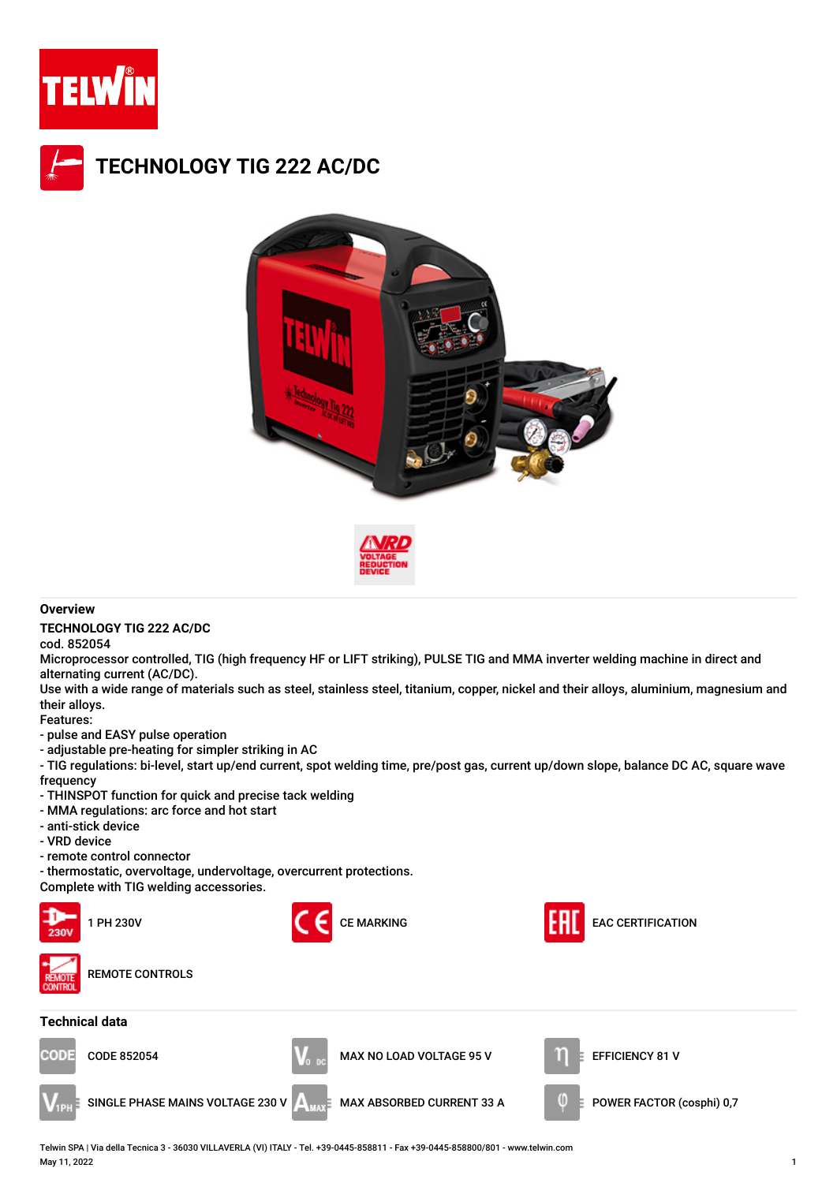# TECHNOLOGY TIG 222 AC/DC

VRD VOLTAGE REDUCTION DEVICE

## Overview

**TECHNOLOGY TIG 222 AC/DC**

cod. 852054

Microprocessor controlled, TIG (high frequency HF or LIFT striking), PULSE TIG and MMA inverter welding machine in direct and alternating current (AC/DC).

Use with a wide range of materials such as steel, stainless steel, titanium, copper, nickel and their alloys, aluminium, magnesium and their alloys.

Features:

- pulse and EASY pulse operation
- adjustable pre-heating for simpler striking in AC
- TIG regulations: bi-level, start up/end current, spot welding time, pre/post gas, current up/down slope, balance DC AC, square wave frequency
- THINSPOT function for quick and precise tack welding
- MMA regulations: arc force and hot start
- anti-stick device
- VRD device
- remote control connector
- thermostatic, overvoltage, undervoltage, overcurrent protections.

Complete with TIG welding accessories.

1 PH 230V

CE MARKING

EAC CERTIFICATION

REMOTE CONTROLS

## Technical data

| | | |
|---|---|---|
| CODE 852054 | MAX NO LOAD VOLTAGE 95 V | EFFICIENCY 81 V |
| SINGLE PHASE MAINS VOLTAGE 230 V | MAX ABSORBED CURRENT 33 A | POWER FACTOR (cosphi) 0,7 |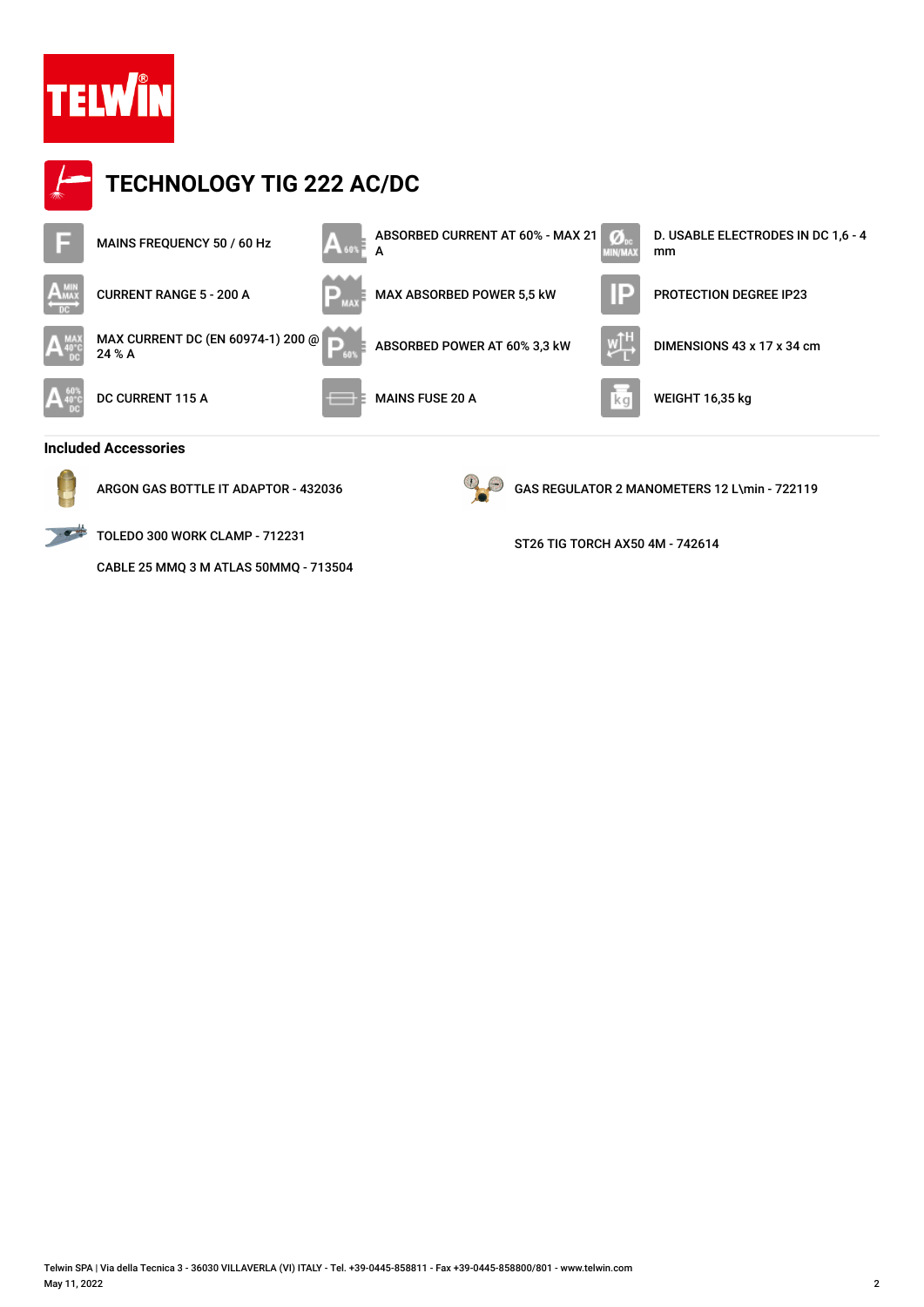# TECHNOLOGY TIG 222 AC/DC

| | | |
|---|---|---|
| MAINS FREQUENCY 50 / 60 Hz | ABSORBED CURRENT AT 60% - MAX 21 A | D. USABLE ELECTRODES IN DC 1,6 - 4 mm |
| CURRENT RANGE 5 - 200 A | MAX ABSORBED POWER 5,5 kW | PROTECTION DEGREE IP23 |
| MAX CURRENT DC (EN 60974-1) 200 @ 24 % A | ABSORBED POWER AT 60% 3,3 kW | DIMENSIONS 43 x 17 x 34 cm |
| DC CURRENT 115 A | MAINS FUSE 20 A | WEIGHT 16,35 kg |

## Included Accessories

- ARGON GAS BOTTLE IT ADAPTOR - 432036
- GAS REGULATOR 2 MANOMETERS 12 L\min - 722119
- TOLEDO 300 WORK CLAMP - 712231
- ST26 TIG TORCH AX50 4M - 742614
- CABLE 25 MMQ 3 M ATLAS 50MMQ - 713504

Telwin SPA | Via della Tecnica 3 - 36030 VILLAVERLA (VI) ITALY - Tel. +39-0445-858811 - Fax +39-0445-858800/801 - www.telwin.com
May 11, 2022